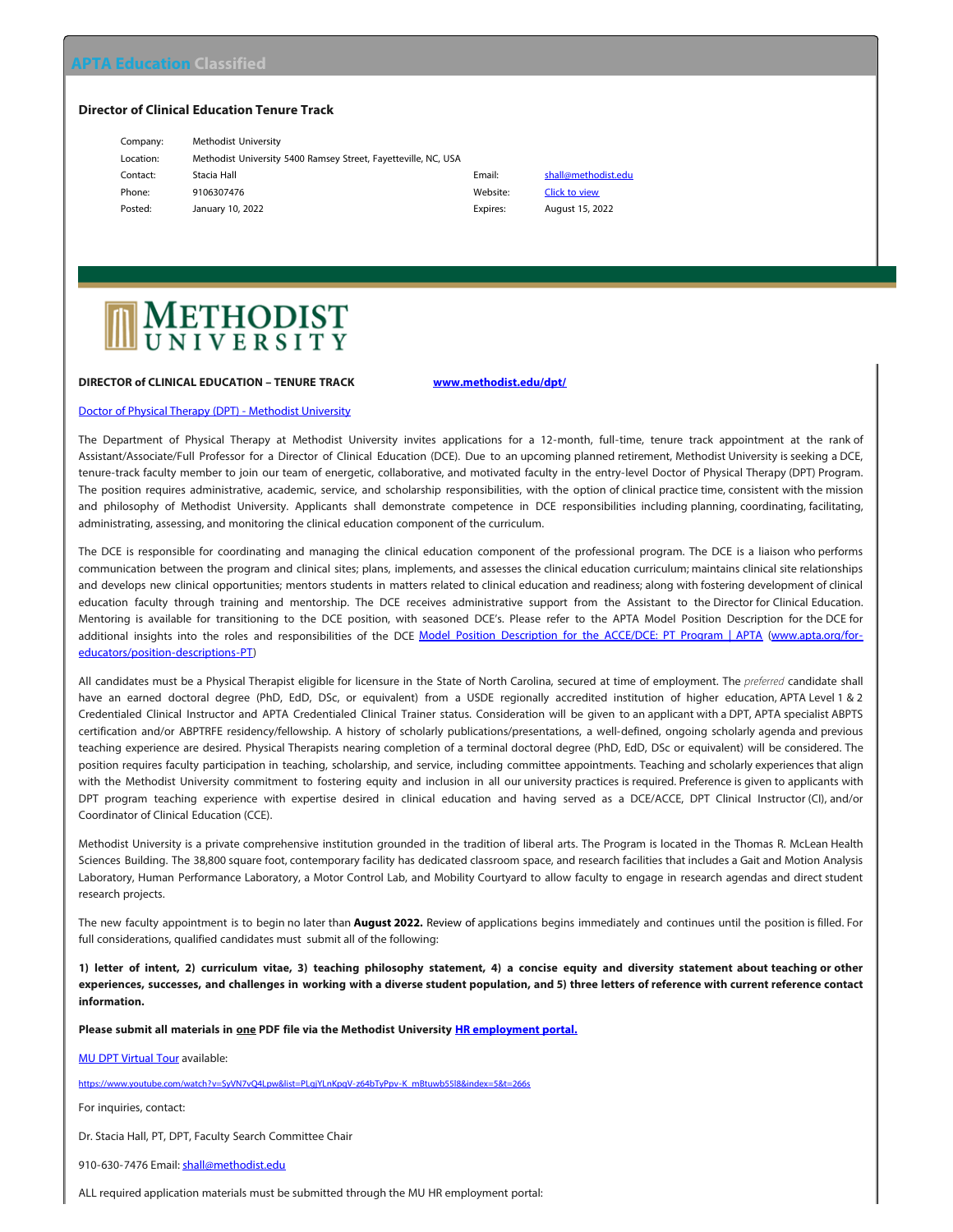APTA Education Classified

### Director of Clinical Education Tenure Track

| | | | |
|---|---|---|---|
| Company: | Methodist University | | |
| Location: | Methodist University 5400 Ramsey Street, Fayetteville, NC, USA | | |
| Contact: | Stacia Hall | Email: | shall@methodist.edu |
| Phone: | 9106307476 | Website: | Click to view |
| Posted: | January 10, 2022 | Expires: | August 15, 2022 |

METHODIST UNIVERSITY

**DIRECTOR of CLINICAL EDUCATION – TENURE TRACK** **www.methodist.edu/dpt/**

Doctor of Physical Therapy (DPT) - Methodist University

The Department of Physical Therapy at Methodist University invites applications for a 12-month, full-time, tenure track appointment at the rank of Assistant/Associate/Full Professor for a Director of Clinical Education (DCE). Due to an upcoming planned retirement, Methodist University is seeking a DCE, tenure-track faculty member to join our team of energetic, collaborative, and motivated faculty in the entry-level Doctor of Physical Therapy (DPT) Program. The position requires administrative, academic, service, and scholarship responsibilities, with the option of clinical practice time, consistent with the mission and philosophy of Methodist University. Applicants shall demonstrate competence in DCE responsibilities including planning, coordinating, facilitating, administrating, assessing, and monitoring the clinical education component of the curriculum.

The DCE is responsible for coordinating and managing the clinical education component of the professional program. The DCE is a liaison who performs communication between the program and clinical sites; plans, implements, and assesses the clinical education curriculum; maintains clinical site relationships and develops new clinical opportunities; mentors students in matters related to clinical education and readiness; along with fostering development of clinical education faculty through training and mentorship. The DCE receives administrative support from the Assistant to the Director for Clinical Education. Mentoring is available for transitioning to the DCE position, with seasoned DCE's. Please refer to the APTA Model Position Description for the DCE for additional insights into the roles and responsibilities of the DCE Model Position Description for the ACCE/DCE: PT Program | APTA (www.apta.org/for-educators/position-descriptions-PT)

All candidates must be a Physical Therapist eligible for licensure in the State of North Carolina, secured at time of employment. The *preferred* candidate shall have an earned doctoral degree (PhD, EdD, DSc, or equivalent) from a USDE regionally accredited institution of higher education, APTA Level 1 & 2 Credentialed Clinical Instructor and APTA Credentialed Clinical Trainer status. Consideration will be given to an applicant with a DPT, APTA specialist ABPTS certification and/or ABPTRFE residency/fellowship. A history of scholarly publications/presentations, a well-defined, ongoing scholarly agenda and previous teaching experience are desired. Physical Therapists nearing completion of a terminal doctoral degree (PhD, EdD, DSc or equivalent) will be considered. The position requires faculty participation in teaching, scholarship, and service, including committee appointments. Teaching and scholarly experiences that align with the Methodist University commitment to fostering equity and inclusion in all our university practices is required. Preference is given to applicants with DPT program teaching experience with expertise desired in clinical education and having served as a DCE/ACCE, DPT Clinical Instructor (CI), and/or Coordinator of Clinical Education (CCE).

Methodist University is a private comprehensive institution grounded in the tradition of liberal arts. The Program is located in the Thomas R. McLean Health Sciences Building. The 38,800 square foot, contemporary facility has dedicated classroom space, and research facilities that includes a Gait and Motion Analysis Laboratory, Human Performance Laboratory, a Motor Control Lab, and Mobility Courtyard to allow faculty to engage in research agendas and direct student research projects.

The new faculty appointment is to begin no later than **August 2022.** Review of applications begins immediately and continues until the position is filled. For full considerations, qualified candidates must submit all of the following:

**1) letter of intent, 2) curriculum vitae, 3) teaching philosophy statement, 4) a concise equity and diversity statement about teaching or other experiences, successes, and challenges in working with a diverse student population, and 5) three letters of reference with current reference contact information.**

**Please submit all materials in one PDF file via the Methodist University HR employment portal.**

MU DPT Virtual Tour available:

https://www.youtube.com/watch?v=SyVN7vQ4Lpw&list=PLgjYLnKpqV-z64bTyPpv-K_mBtuwb55I8&index=5&t=266s

For inquiries, contact:

Dr. Stacia Hall, PT, DPT, Faculty Search Committee Chair

910-630-7476 Email: shall@methodist.edu

ALL required application materials must be submitted through the MU HR employment portal: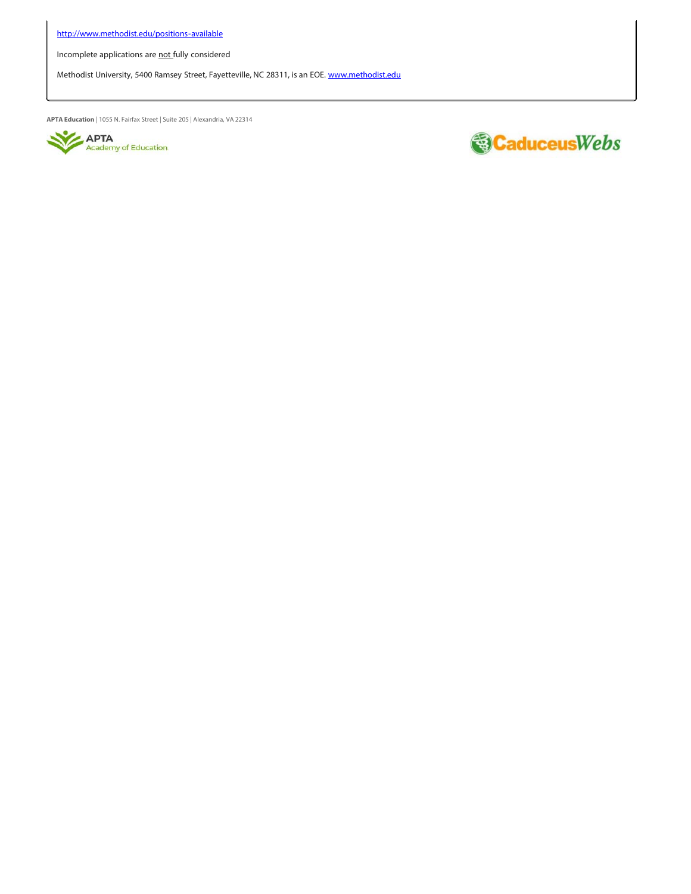http://www.methodist.edu/positions-available

Incomplete applications are not fully considered

Methodist University, 5400 Ramsey Street, Fayetteville, NC 28311, is an EOE. www.methodist.edu

**APTA Education** | 1055 N. Fairfax Street | Suite 205 | Alexandria, VA 22314

APTA Academy of Education

CaduceusWebs